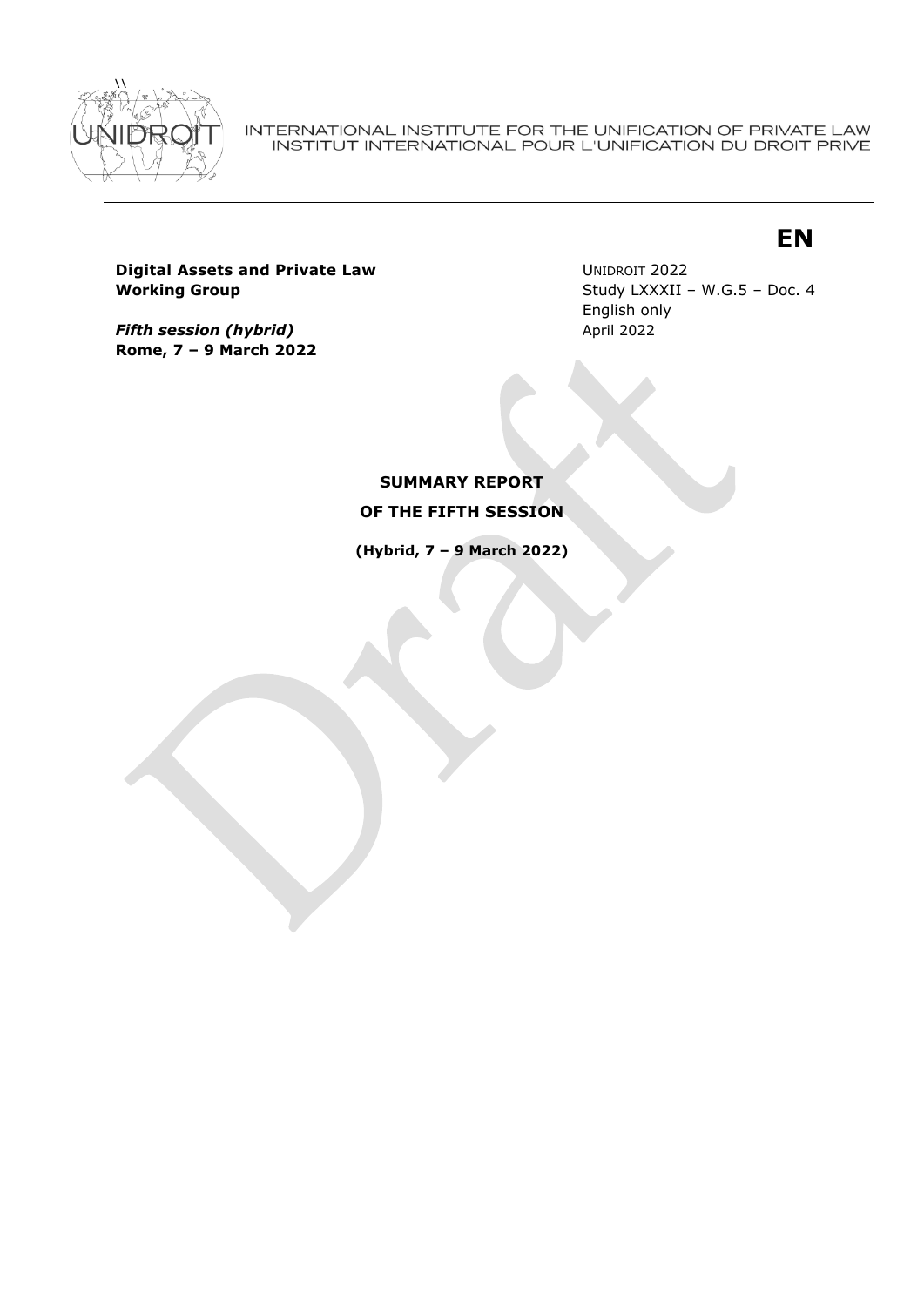INTERNATIONAL INSTITUTE FOR THE UNIFICATION OF PRIVATE LAW
INSTITUT INTERNATIONAL POUR L'UNIFICATION DU DROIT PRIVE

**EN**

**Digital Assets and Private Law Working Group**

***Fifth session (hybrid)***
**Rome, 7 – 9 March 2022**

UNIDROIT 2022
Study LXXXII – W.G.5 – Doc. 4
English only
April 2022

# SUMMARY REPORT
# OF THE FIFTH SESSION

**(Hybrid, 7 – 9 March 2022)**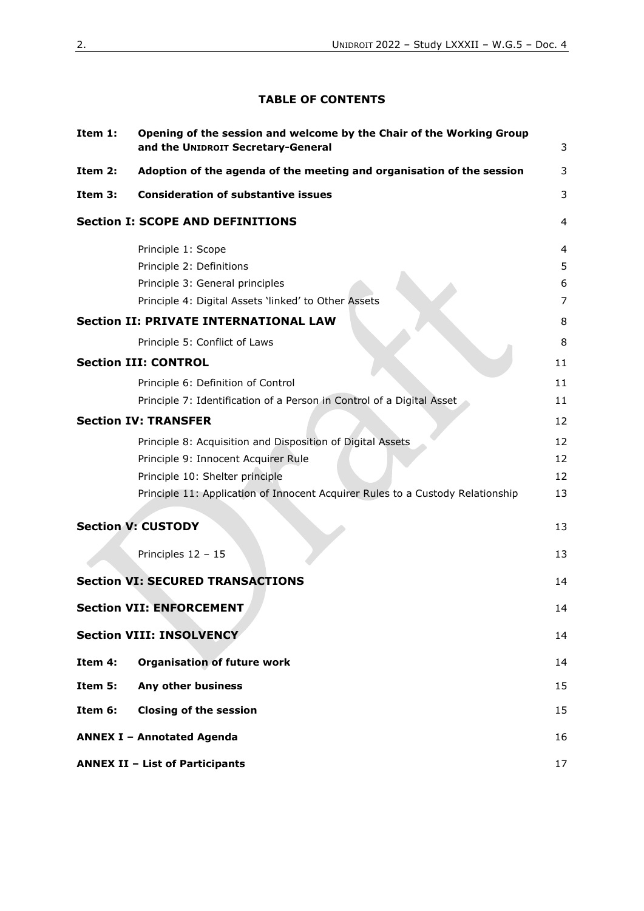# TABLE OF CONTENTS

| | | |
|---|---|---|
| **Item 1:** | **Opening of the session and welcome by the Chair of the Working Group and the UNIDROIT Secretary-General** | 3 |
| **Item 2:** | **Adoption of the agenda of the meeting and organisation of the session** | 3 |
| **Item 3:** | **Consideration of substantive issues** | 3 |
| **Section I: SCOPE AND DEFINITIONS** | | 4 |
| | Principle 1: Scope | 4 |
| | Principle 2: Definitions | 5 |
| | Principle 3: General principles | 6 |
| | Principle 4: Digital Assets 'linked' to Other Assets | 7 |
| **Section II: PRIVATE INTERNATIONAL LAW** | | 8 |
| | Principle 5: Conflict of Laws | 8 |
| **Section III: CONTROL** | | 11 |
| | Principle 6: Definition of Control | 11 |
| | Principle 7: Identification of a Person in Control of a Digital Asset | 11 |
| **Section IV: TRANSFER** | | 12 |
| | Principle 8: Acquisition and Disposition of Digital Assets | 12 |
| | Principle 9: Innocent Acquirer Rule | 12 |
| | Principle 10: Shelter principle | 12 |
| | Principle 11: Application of Innocent Acquirer Rules to a Custody Relationship | 13 |
| **Section V: CUSTODY** | | 13 |
| | Principles 12 – 15 | 13 |
| **Section VI: SECURED TRANSACTIONS** | | 14 |
| **Section VII: ENFORCEMENT** | | 14 |
| **Section VIII: INSOLVENCY** | | 14 |
| **Item 4:** | **Organisation of future work** | 14 |
| **Item 5:** | **Any other business** | 15 |
| **Item 6:** | **Closing of the session** | 15 |
| **ANNEX I – Annotated Agenda** | | 16 |
| **ANNEX II – List of Participants** | | 17 |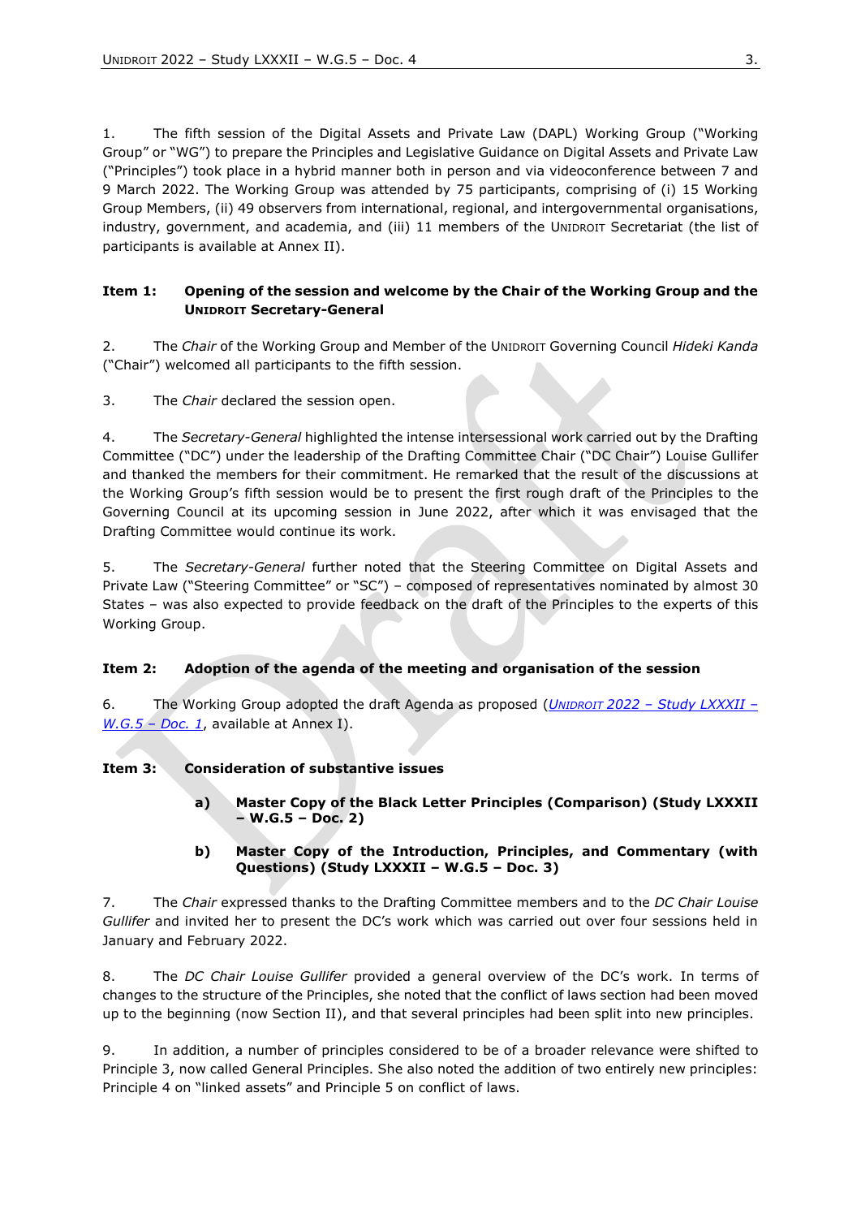1. The fifth session of the Digital Assets and Private Law (DAPL) Working Group ("Working Group" or "WG") to prepare the Principles and Legislative Guidance on Digital Assets and Private Law ("Principles") took place in a hybrid manner both in person and via videoconference between 7 and 9 March 2022. The Working Group was attended by 75 participants, comprising of (i) 15 Working Group Members, (ii) 49 observers from international, regional, and intergovernmental organisations, industry, government, and academia, and (iii) 11 members of the UNIDROIT Secretariat (the list of participants is available at Annex II).

**Item 1: Opening of the session and welcome by the Chair of the Working Group and the UNIDROIT Secretary-General**

2. The *Chair* of the Working Group and Member of the UNIDROIT Governing Council *Hideki Kanda* ("Chair") welcomed all participants to the fifth session.

3. The *Chair* declared the session open.

4. The *Secretary-General* highlighted the intense intersessional work carried out by the Drafting Committee ("DC") under the leadership of the Drafting Committee Chair ("DC Chair") Louise Gullifer and thanked the members for their commitment. He remarked that the result of the discussions at the Working Group's fifth session would be to present the first rough draft of the Principles to the Governing Council at its upcoming session in June 2022, after which it was envisaged that the Drafting Committee would continue its work.

5. The *Secretary-General* further noted that the Steering Committee on Digital Assets and Private Law ("Steering Committee" or "SC") – composed of representatives nominated by almost 30 States – was also expected to provide feedback on the draft of the Principles to the experts of this Working Group.

**Item 2: Adoption of the agenda of the meeting and organisation of the session**

6. The Working Group adopted the draft Agenda as proposed (*UNIDROIT 2022 – Study LXXXII – W.G.5 – Doc. 1*, available at Annex I).

**Item 3: Consideration of substantive issues**

**a) Master Copy of the Black Letter Principles (Comparison) (Study LXXXII – W.G.5 – Doc. 2)**

**b) Master Copy of the Introduction, Principles, and Commentary (with Questions) (Study LXXXII – W.G.5 – Doc. 3)**

7. The *Chair* expressed thanks to the Drafting Committee members and to the *DC Chair Louise Gullifer* and invited her to present the DC's work which was carried out over four sessions held in January and February 2022.

8. The *DC Chair Louise Gullifer* provided a general overview of the DC's work. In terms of changes to the structure of the Principles, she noted that the conflict of laws section had been moved up to the beginning (now Section II), and that several principles had been split into new principles.

9. In addition, a number of principles considered to be of a broader relevance were shifted to Principle 3, now called General Principles. She also noted the addition of two entirely new principles: Principle 4 on "linked assets" and Principle 5 on conflict of laws.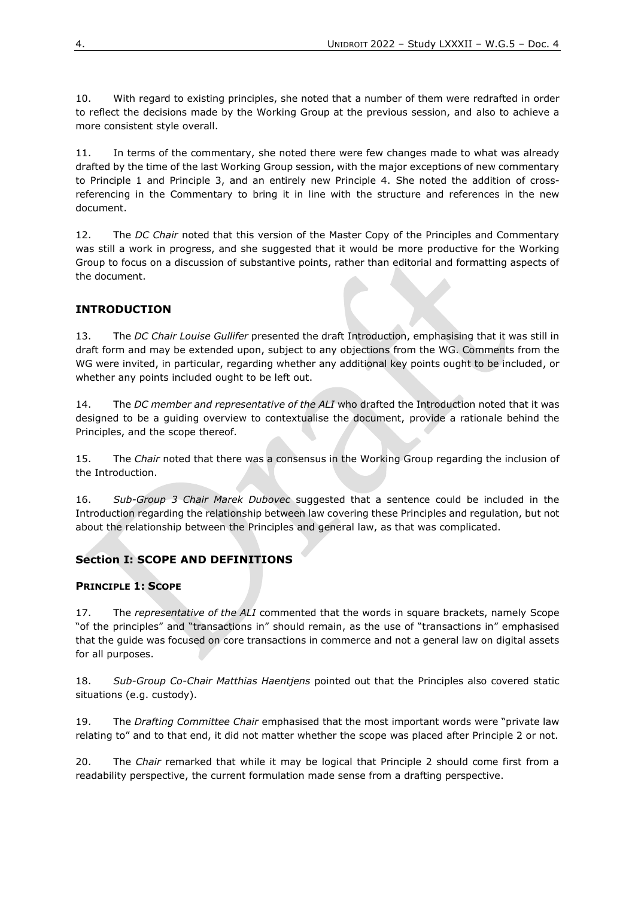10. With regard to existing principles, she noted that a number of them were redrafted in order to reflect the decisions made by the Working Group at the previous session, and also to achieve a more consistent style overall.

11. In terms of the commentary, she noted there were few changes made to what was already drafted by the time of the last Working Group session, with the major exceptions of new commentary to Principle 1 and Principle 3, and an entirely new Principle 4. She noted the addition of cross-referencing in the Commentary to bring it in line with the structure and references in the new document.

12. The *DC Chair* noted that this version of the Master Copy of the Principles and Commentary was still a work in progress, and she suggested that it would be more productive for the Working Group to focus on a discussion of substantive points, rather than editorial and formatting aspects of the document.

## INTRODUCTION

13. The *DC Chair Louise Gullifer* presented the draft Introduction, emphasising that it was still in draft form and may be extended upon, subject to any objections from the WG. Comments from the WG were invited, in particular, regarding whether any additional key points ought to be included, or whether any points included ought to be left out.

14. The *DC member and representative of the ALI* who drafted the Introduction noted that it was designed to be a guiding overview to contextualise the document, provide a rationale behind the Principles, and the scope thereof.

15. The *Chair* noted that there was a consensus in the Working Group regarding the inclusion of the Introduction.

16. *Sub-Group 3 Chair Marek Dubovec* suggested that a sentence could be included in the Introduction regarding the relationship between law covering these Principles and regulation, but not about the relationship between the Principles and general law, as that was complicated.

## Section I: SCOPE AND DEFINITIONS

### PRINCIPLE 1: SCOPE

17. The *representative of the ALI* commented that the words in square brackets, namely Scope "of the principles" and "transactions in" should remain, as the use of "transactions in" emphasised that the guide was focused on core transactions in commerce and not a general law on digital assets for all purposes.

18. *Sub-Group Co-Chair Matthias Haentjens* pointed out that the Principles also covered static situations (e.g. custody).

19. The *Drafting Committee Chair* emphasised that the most important words were "private law relating to" and to that end, it did not matter whether the scope was placed after Principle 2 or not.

20. The *Chair* remarked that while it may be logical that Principle 2 should come first from a readability perspective, the current formulation made sense from a drafting perspective.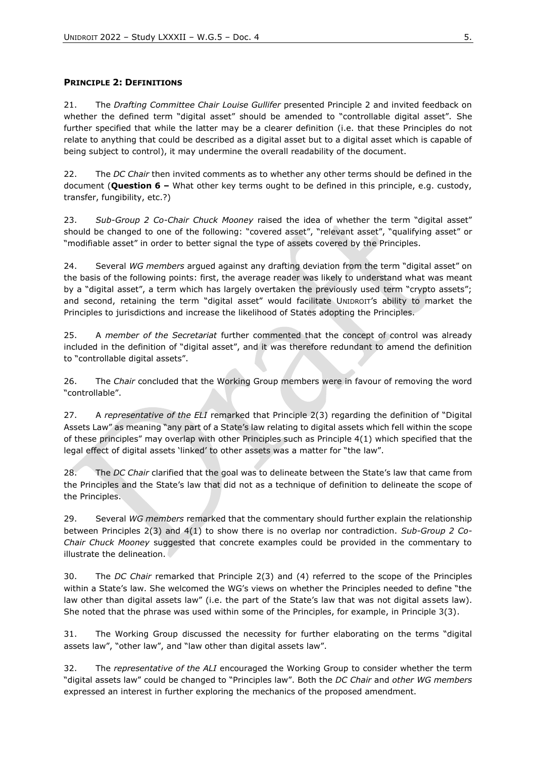**PRINCIPLE 2: DEFINITIONS**

21. The *Drafting Committee Chair Louise Gullifer* presented Principle 2 and invited feedback on whether the defined term "digital asset" should be amended to "controllable digital asset". She further specified that while the latter may be a clearer definition (i.e. that these Principles do not relate to anything that could be described as a digital asset but to a digital asset which is capable of being subject to control), it may undermine the overall readability of the document.

22. The *DC Chair* then invited comments as to whether any other terms should be defined in the document (**Question 6 –** What other key terms ought to be defined in this principle, e.g. custody, transfer, fungibility, etc.?)

23. *Sub-Group 2 Co-Chair Chuck Mooney* raised the idea of whether the term "digital asset" should be changed to one of the following: "covered asset", "relevant asset", "qualifying asset" or "modifiable asset" in order to better signal the type of assets covered by the Principles.

24. Several *WG members* argued against any drafting deviation from the term "digital asset" on the basis of the following points: first, the average reader was likely to understand what was meant by a "digital asset", a term which has largely overtaken the previously used term "crypto assets"; and second, retaining the term "digital asset" would facilitate UNIDROIT's ability to market the Principles to jurisdictions and increase the likelihood of States adopting the Principles.

25. A *member of the Secretariat* further commented that the concept of control was already included in the definition of "digital asset", and it was therefore redundant to amend the definition to "controllable digital assets".

26. The *Chair* concluded that the Working Group members were in favour of removing the word "controllable".

27. A *representative of the ELI* remarked that Principle 2(3) regarding the definition of "Digital Assets Law" as meaning "any part of a State's law relating to digital assets which fell within the scope of these principles" may overlap with other Principles such as Principle 4(1) which specified that the legal effect of digital assets 'linked' to other assets was a matter for "the law".

28. The *DC Chair* clarified that the goal was to delineate between the State's law that came from the Principles and the State's law that did not as a technique of definition to delineate the scope of the Principles.

29. Several *WG members* remarked that the commentary should further explain the relationship between Principles 2(3) and 4(1) to show there is no overlap nor contradiction. *Sub-Group 2 Co-Chair Chuck Mooney* suggested that concrete examples could be provided in the commentary to illustrate the delineation.

30. The *DC Chair* remarked that Principle 2(3) and (4) referred to the scope of the Principles within a State's law. She welcomed the WG's views on whether the Principles needed to define "the law other than digital assets law" (i.e. the part of the State's law that was not digital assets law). She noted that the phrase was used within some of the Principles, for example, in Principle 3(3).

31. The Working Group discussed the necessity for further elaborating on the terms "digital assets law", "other law", and "law other than digital assets law".

32. The *representative of the ALI* encouraged the Working Group to consider whether the term "digital assets law" could be changed to "Principles law". Both the *DC Chair* and *other WG members* expressed an interest in further exploring the mechanics of the proposed amendment.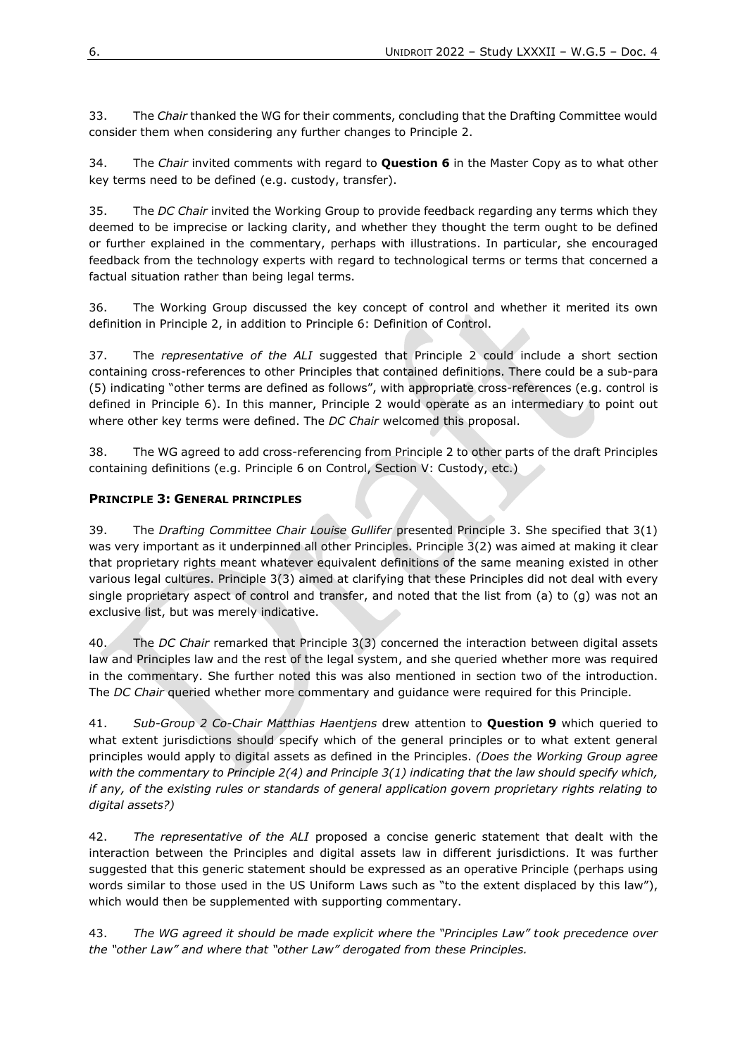33. The *Chair* thanked the WG for their comments, concluding that the Drafting Committee would consider them when considering any further changes to Principle 2.

34. The *Chair* invited comments with regard to **Question 6** in the Master Copy as to what other key terms need to be defined (e.g. custody, transfer).

35. The *DC Chair* invited the Working Group to provide feedback regarding any terms which they deemed to be imprecise or lacking clarity, and whether they thought the term ought to be defined or further explained in the commentary, perhaps with illustrations. In particular, she encouraged feedback from the technology experts with regard to technological terms or terms that concerned a factual situation rather than being legal terms.

36. The Working Group discussed the key concept of control and whether it merited its own definition in Principle 2, in addition to Principle 6: Definition of Control.

37. The *representative of the ALI* suggested that Principle 2 could include a short section containing cross-references to other Principles that contained definitions. There could be a sub-para (5) indicating "other terms are defined as follows", with appropriate cross-references (e.g. control is defined in Principle 6). In this manner, Principle 2 would operate as an intermediary to point out where other key terms were defined. The *DC Chair* welcomed this proposal.

38. The WG agreed to add cross-referencing from Principle 2 to other parts of the draft Principles containing definitions (e.g. Principle 6 on Control, Section V: Custody, etc.)

### PRINCIPLE 3: GENERAL PRINCIPLES

39. The *Drafting Committee Chair Louise Gullifer* presented Principle 3. She specified that 3(1) was very important as it underpinned all other Principles. Principle 3(2) was aimed at making it clear that proprietary rights meant whatever equivalent definitions of the same meaning existed in other various legal cultures. Principle 3(3) aimed at clarifying that these Principles did not deal with every single proprietary aspect of control and transfer, and noted that the list from (a) to (g) was not an exclusive list, but was merely indicative.

40. The *DC Chair* remarked that Principle 3(3) concerned the interaction between digital assets law and Principles law and the rest of the legal system, and she queried whether more was required in the commentary. She further noted this was also mentioned in section two of the introduction. The *DC Chair* queried whether more commentary and guidance were required for this Principle.

41. *Sub-Group 2 Co-Chair Matthias Haentjens* drew attention to **Question 9** which queried to what extent jurisdictions should specify which of the general principles or to what extent general principles would apply to digital assets as defined in the Principles. *(Does the Working Group agree with the commentary to Principle 2(4) and Principle 3(1) indicating that the law should specify which, if any, of the existing rules or standards of general application govern proprietary rights relating to digital assets?)*

42. *The representative of the ALI* proposed a concise generic statement that dealt with the interaction between the Principles and digital assets law in different jurisdictions. It was further suggested that this generic statement should be expressed as an operative Principle (perhaps using words similar to those used in the US Uniform Laws such as "to the extent displaced by this law"), which would then be supplemented with supporting commentary.

43. *The WG agreed it should be made explicit where the "Principles Law" took precedence over the "other Law" and where that "other Law" derogated from these Principles.*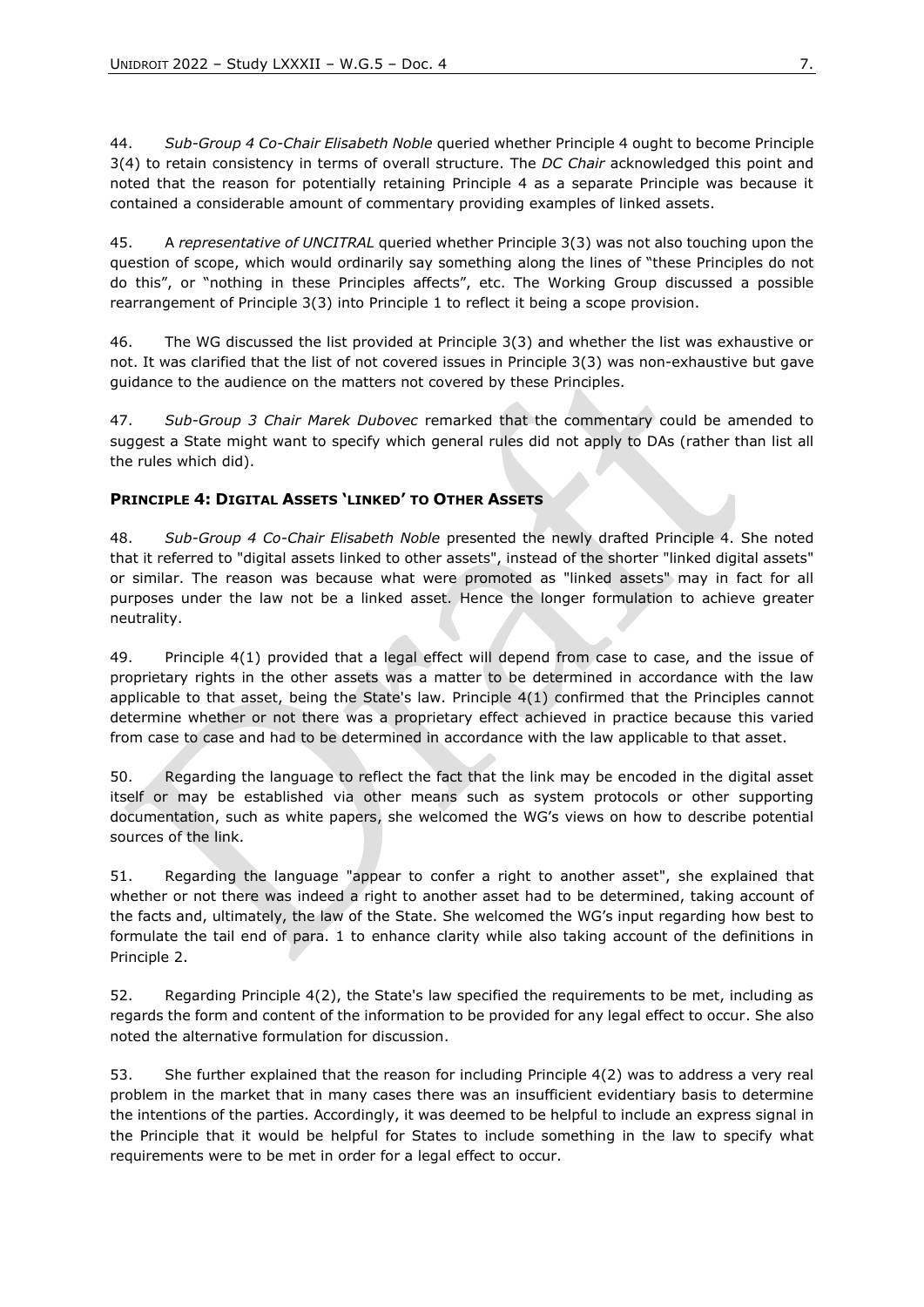44. *Sub-Group 4 Co-Chair Elisabeth Noble* queried whether Principle 4 ought to become Principle 3(4) to retain consistency in terms of overall structure. The *DC Chair* acknowledged this point and noted that the reason for potentially retaining Principle 4 as a separate Principle was because it contained a considerable amount of commentary providing examples of linked assets.

45. A *representative of UNCITRAL* queried whether Principle 3(3) was not also touching upon the question of scope, which would ordinarily say something along the lines of "these Principles do not do this", or "nothing in these Principles affects", etc. The Working Group discussed a possible rearrangement of Principle 3(3) into Principle 1 to reflect it being a scope provision.

46. The WG discussed the list provided at Principle 3(3) and whether the list was exhaustive or not. It was clarified that the list of not covered issues in Principle 3(3) was non-exhaustive but gave guidance to the audience on the matters not covered by these Principles.

47. *Sub-Group 3 Chair Marek Dubovec* remarked that the commentary could be amended to suggest a State might want to specify which general rules did not apply to DAs (rather than list all the rules which did).

### PRINCIPLE 4: DIGITAL ASSETS 'LINKED' TO OTHER ASSETS

48. *Sub-Group 4 Co-Chair Elisabeth Noble* presented the newly drafted Principle 4. She noted that it referred to "digital assets linked to other assets", instead of the shorter "linked digital assets" or similar. The reason was because what were promoted as "linked assets" may in fact for all purposes under the law not be a linked asset. Hence the longer formulation to achieve greater neutrality.

49. Principle 4(1) provided that a legal effect will depend from case to case, and the issue of proprietary rights in the other assets was a matter to be determined in accordance with the law applicable to that asset, being the State's law. Principle 4(1) confirmed that the Principles cannot determine whether or not there was a proprietary effect achieved in practice because this varied from case to case and had to be determined in accordance with the law applicable to that asset.

50. Regarding the language to reflect the fact that the link may be encoded in the digital asset itself or may be established via other means such as system protocols or other supporting documentation, such as white papers, she welcomed the WG's views on how to describe potential sources of the link.

51. Regarding the language "appear to confer a right to another asset", she explained that whether or not there was indeed a right to another asset had to be determined, taking account of the facts and, ultimately, the law of the State. She welcomed the WG's input regarding how best to formulate the tail end of para. 1 to enhance clarity while also taking account of the definitions in Principle 2.

52. Regarding Principle 4(2), the State's law specified the requirements to be met, including as regards the form and content of the information to be provided for any legal effect to occur. She also noted the alternative formulation for discussion.

53. She further explained that the reason for including Principle 4(2) was to address a very real problem in the market that in many cases there was an insufficient evidentiary basis to determine the intentions of the parties. Accordingly, it was deemed to be helpful to include an express signal in the Principle that it would be helpful for States to include something in the law to specify what requirements were to be met in order for a legal effect to occur.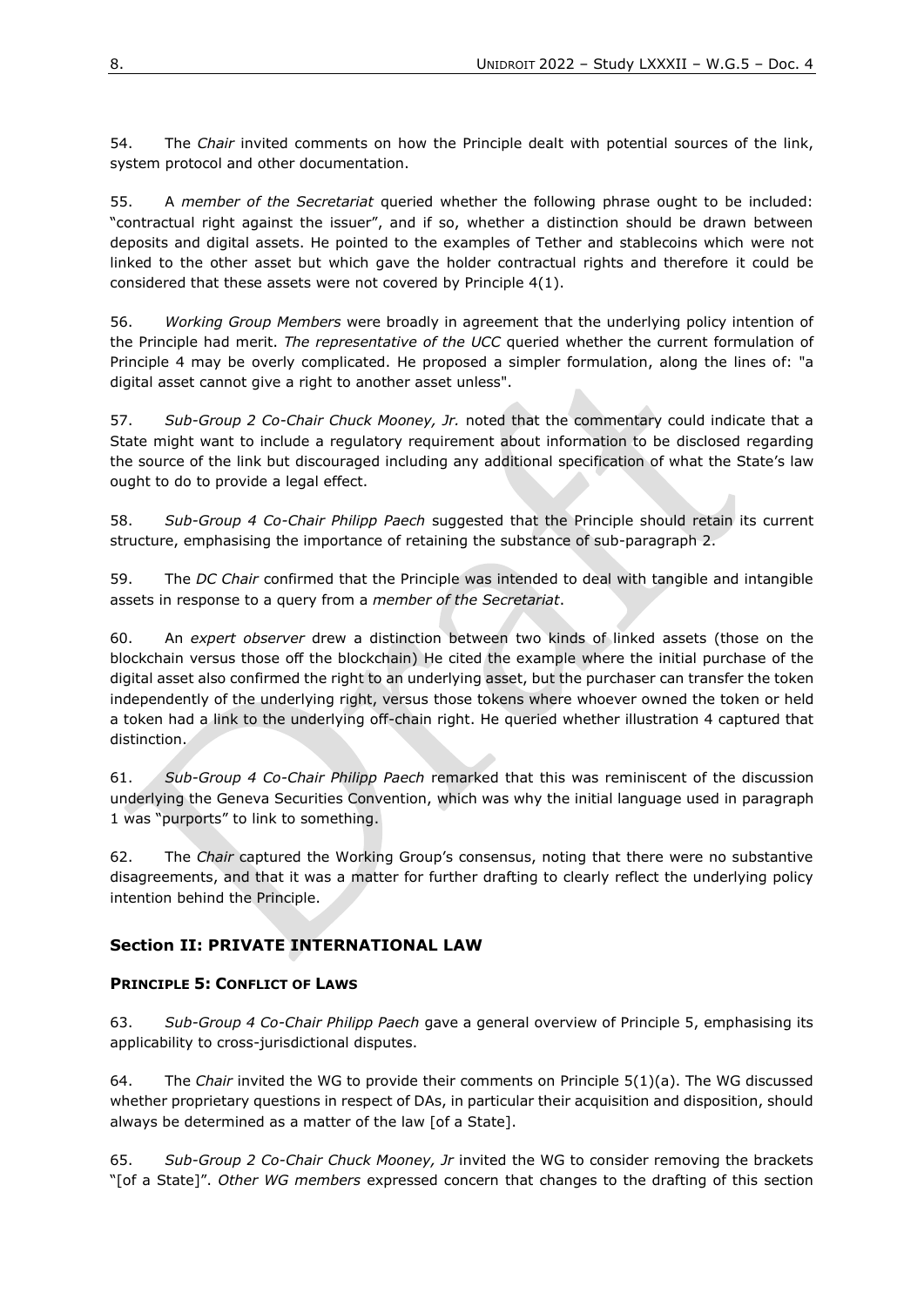54. The *Chair* invited comments on how the Principle dealt with potential sources of the link, system protocol and other documentation.

55. A *member of the Secretariat* queried whether the following phrase ought to be included: "contractual right against the issuer", and if so, whether a distinction should be drawn between deposits and digital assets. He pointed to the examples of Tether and stablecoins which were not linked to the other asset but which gave the holder contractual rights and therefore it could be considered that these assets were not covered by Principle 4(1).

56. *Working Group Members* were broadly in agreement that the underlying policy intention of the Principle had merit. *The representative of the UCC* queried whether the current formulation of Principle 4 may be overly complicated. He proposed a simpler formulation, along the lines of: "a digital asset cannot give a right to another asset unless".

57. *Sub-Group 2 Co-Chair Chuck Mooney, Jr.* noted that the commentary could indicate that a State might want to include a regulatory requirement about information to be disclosed regarding the source of the link but discouraged including any additional specification of what the State's law ought to do to provide a legal effect.

58. *Sub-Group 4 Co-Chair Philipp Paech* suggested that the Principle should retain its current structure, emphasising the importance of retaining the substance of sub-paragraph 2.

59. The *DC Chair* confirmed that the Principle was intended to deal with tangible and intangible assets in response to a query from a *member of the Secretariat*.

60. An *expert observer* drew a distinction between two kinds of linked assets (those on the blockchain versus those off the blockchain) He cited the example where the initial purchase of the digital asset also confirmed the right to an underlying asset, but the purchaser can transfer the token independently of the underlying right, versus those tokens where whoever owned the token or held a token had a link to the underlying off-chain right. He queried whether illustration 4 captured that distinction.

61. *Sub-Group 4 Co-Chair Philipp Paech* remarked that this was reminiscent of the discussion underlying the Geneva Securities Convention, which was why the initial language used in paragraph 1 was "purports" to link to something.

62. The *Chair* captured the Working Group's consensus, noting that there were no substantive disagreements, and that it was a matter for further drafting to clearly reflect the underlying policy intention behind the Principle.

## Section II: PRIVATE INTERNATIONAL LAW

### PRINCIPLE 5: CONFLICT OF LAWS

63. *Sub-Group 4 Co-Chair Philipp Paech* gave a general overview of Principle 5, emphasising its applicability to cross-jurisdictional disputes.

64. The *Chair* invited the WG to provide their comments on Principle 5(1)(a). The WG discussed whether proprietary questions in respect of DAs, in particular their acquisition and disposition, should always be determined as a matter of the law [of a State].

65. *Sub-Group 2 Co-Chair Chuck Mooney, Jr* invited the WG to consider removing the brackets "[of a State]". *Other WG members* expressed concern that changes to the drafting of this section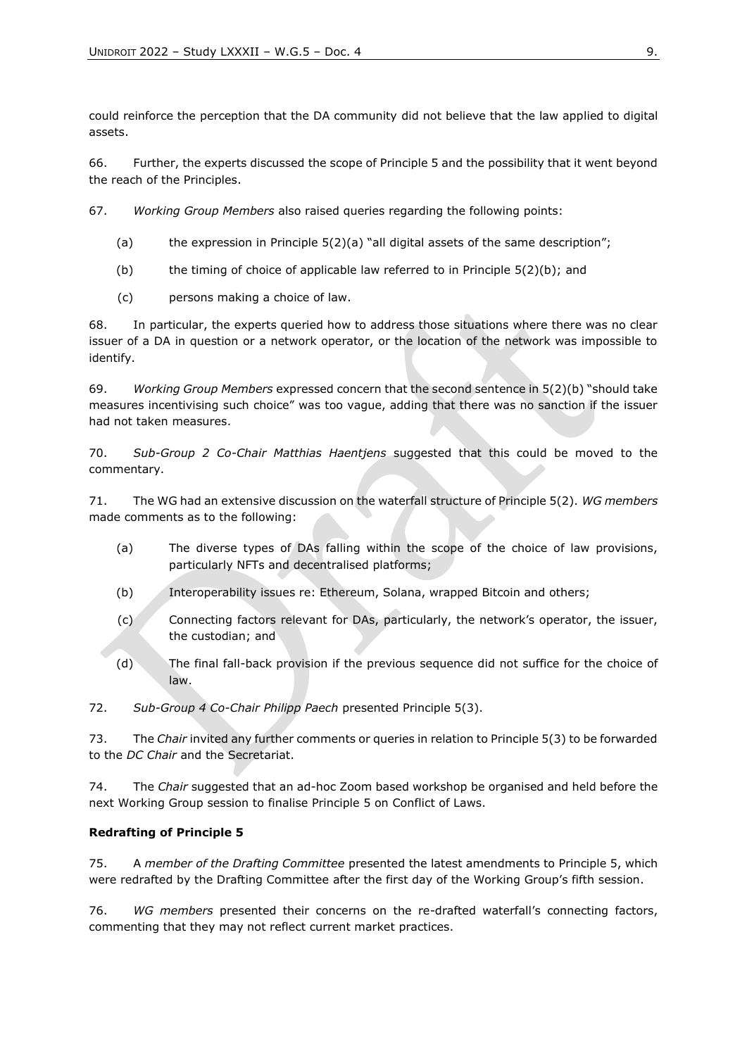could reinforce the perception that the DA community did not believe that the law applied to digital assets.

66. Further, the experts discussed the scope of Principle 5 and the possibility that it went beyond the reach of the Principles.

67. *Working Group Members* also raised queries regarding the following points:

(a) the expression in Principle 5(2)(a) "all digital assets of the same description";

(b) the timing of choice of applicable law referred to in Principle 5(2)(b); and

(c) persons making a choice of law.

68. In particular, the experts queried how to address those situations where there was no clear issuer of a DA in question or a network operator, or the location of the network was impossible to identify.

69. *Working Group Members* expressed concern that the second sentence in 5(2)(b) "should take measures incentivising such choice" was too vague, adding that there was no sanction if the issuer had not taken measures.

70. *Sub-Group 2 Co-Chair Matthias Haentjens* suggested that this could be moved to the commentary.

71. The WG had an extensive discussion on the waterfall structure of Principle 5(2). *WG members* made comments as to the following:

(a) The diverse types of DAs falling within the scope of the choice of law provisions, particularly NFTs and decentralised platforms;

(b) Interoperability issues re: Ethereum, Solana, wrapped Bitcoin and others;

(c) Connecting factors relevant for DAs, particularly, the network's operator, the issuer, the custodian; and

(d) The final fall-back provision if the previous sequence did not suffice for the choice of law.

72. *Sub-Group 4 Co-Chair Philipp Paech* presented Principle 5(3).

73. The *Chair* invited any further comments or queries in relation to Principle 5(3) to be forwarded to the *DC Chair* and the Secretariat.

74. The *Chair* suggested that an ad-hoc Zoom based workshop be organised and held before the next Working Group session to finalise Principle 5 on Conflict of Laws.

**Redrafting of Principle 5**

75. A *member of the Drafting Committee* presented the latest amendments to Principle 5, which were redrafted by the Drafting Committee after the first day of the Working Group's fifth session.

76. *WG members* presented their concerns on the re-drafted waterfall's connecting factors, commenting that they may not reflect current market practices.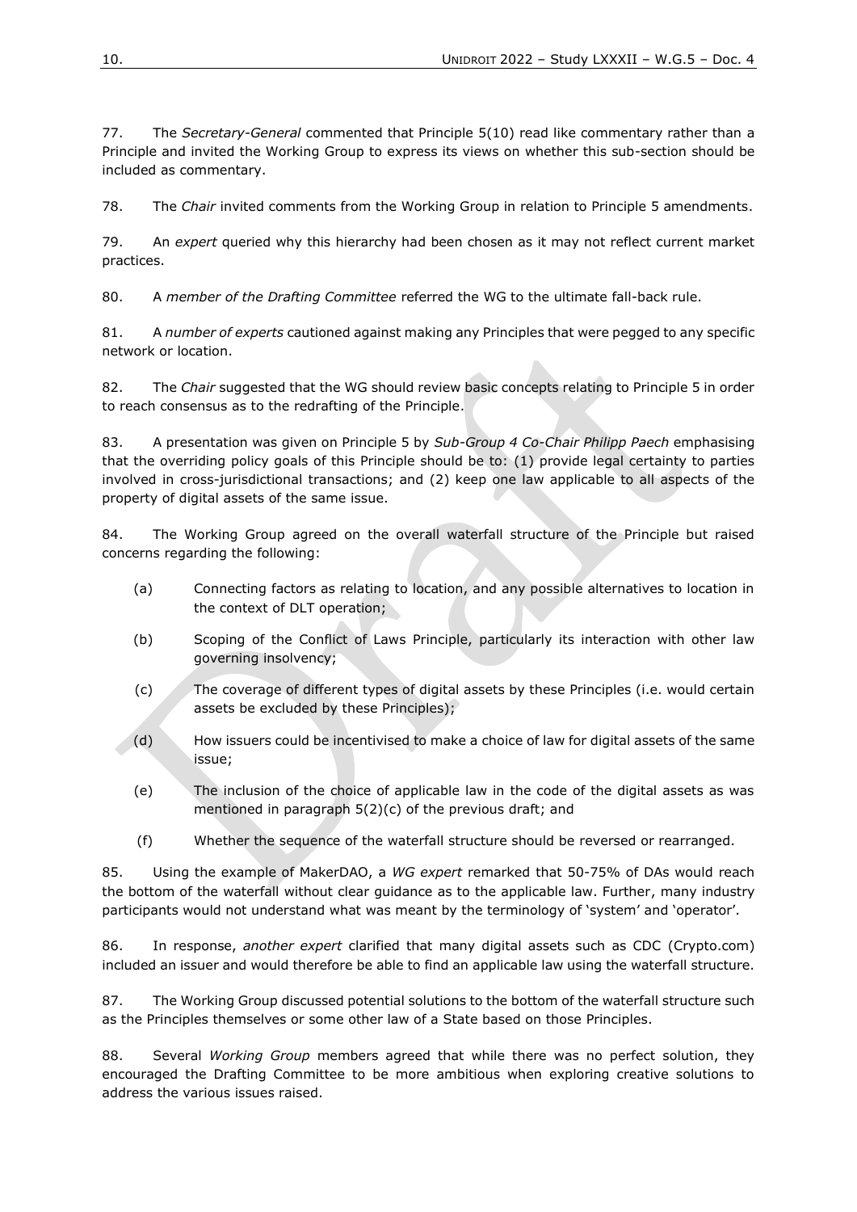77. The *Secretary-General* commented that Principle 5(10) read like commentary rather than a Principle and invited the Working Group to express its views on whether this sub-section should be included as commentary.

78. The *Chair* invited comments from the Working Group in relation to Principle 5 amendments.

79. An *expert* queried why this hierarchy had been chosen as it may not reflect current market practices.

80. A *member of the Drafting Committee* referred the WG to the ultimate fall-back rule.

81. A *number of experts* cautioned against making any Principles that were pegged to any specific network or location.

82. The *Chair* suggested that the WG should review basic concepts relating to Principle 5 in order to reach consensus as to the redrafting of the Principle.

83. A presentation was given on Principle 5 by *Sub-Group 4 Co-Chair Philipp Paech* emphasising that the overriding policy goals of this Principle should be to: (1) provide legal certainty to parties involved in cross-jurisdictional transactions; and (2) keep one law applicable to all aspects of the property of digital assets of the same issue.

84. The Working Group agreed on the overall waterfall structure of the Principle but raised concerns regarding the following:

(a) Connecting factors as relating to location, and any possible alternatives to location in the context of DLT operation;

(b) Scoping of the Conflict of Laws Principle, particularly its interaction with other law governing insolvency;

(c) The coverage of different types of digital assets by these Principles (i.e. would certain assets be excluded by these Principles);

(d) How issuers could be incentivised to make a choice of law for digital assets of the same issue;

(e) The inclusion of the choice of applicable law in the code of the digital assets as was mentioned in paragraph 5(2)(c) of the previous draft; and

(f) Whether the sequence of the waterfall structure should be reversed or rearranged.

85. Using the example of MakerDAO, a *WG expert* remarked that 50-75% of DAs would reach the bottom of the waterfall without clear guidance as to the applicable law. Further, many industry participants would not understand what was meant by the terminology of 'system' and 'operator'.

86. In response, *another expert* clarified that many digital assets such as CDC (Crypto.com) included an issuer and would therefore be able to find an applicable law using the waterfall structure.

87. The Working Group discussed potential solutions to the bottom of the waterfall structure such as the Principles themselves or some other law of a State based on those Principles.

88. Several *Working Group* members agreed that while there was no perfect solution, they encouraged the Drafting Committee to be more ambitious when exploring creative solutions to address the various issues raised.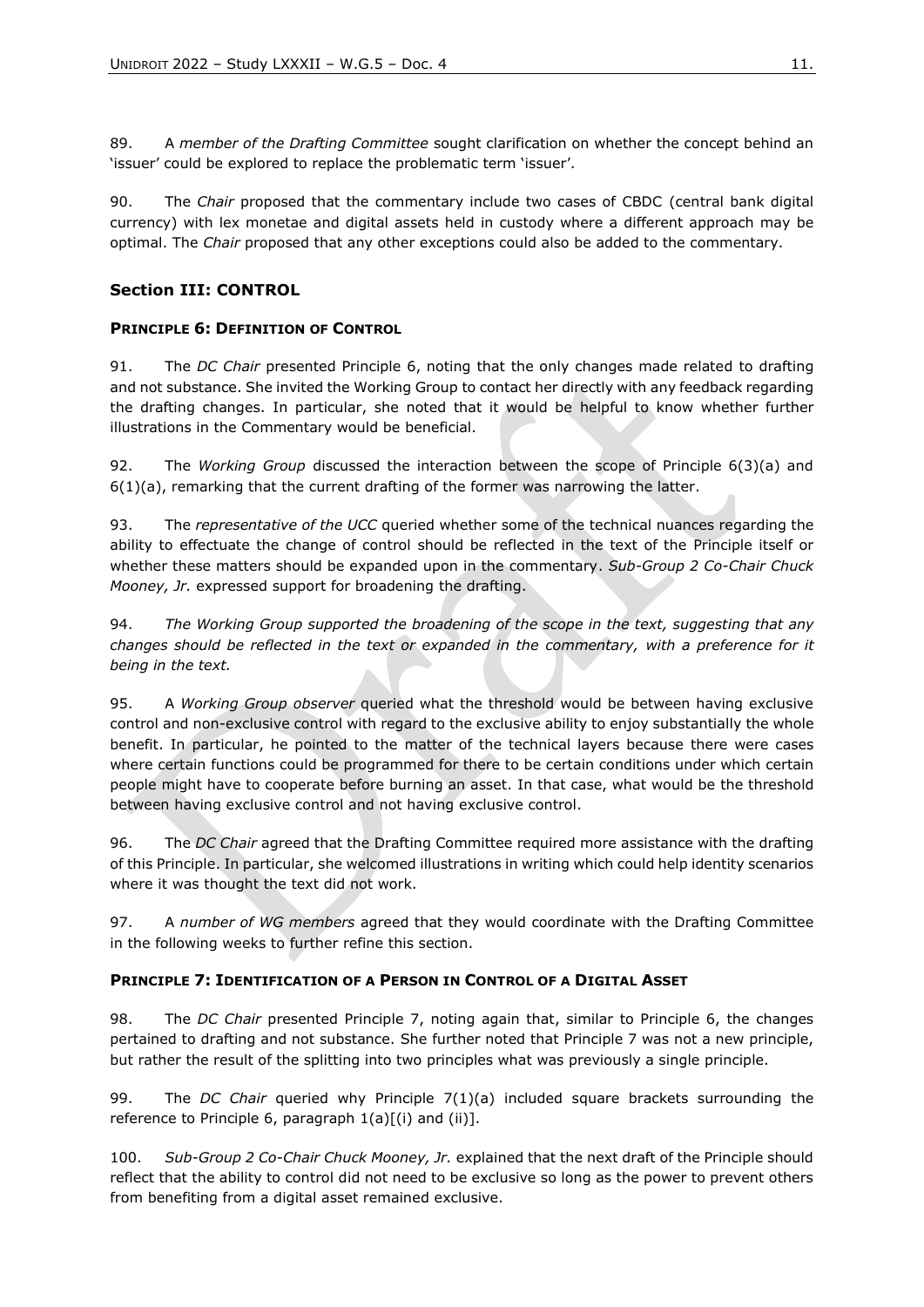89. A *member of the Drafting Committee* sought clarification on whether the concept behind an 'issuer' could be explored to replace the problematic term 'issuer'.

90. The *Chair* proposed that the commentary include two cases of CBDC (central bank digital currency) with lex monetae and digital assets held in custody where a different approach may be optimal. The *Chair* proposed that any other exceptions could also be added to the commentary.

## Section III: CONTROL

### PRINCIPLE 6: DEFINITION OF CONTROL

91. The *DC Chair* presented Principle 6, noting that the only changes made related to drafting and not substance. She invited the Working Group to contact her directly with any feedback regarding the drafting changes. In particular, she noted that it would be helpful to know whether further illustrations in the Commentary would be beneficial.

92. The *Working Group* discussed the interaction between the scope of Principle 6(3)(a) and 6(1)(a), remarking that the current drafting of the former was narrowing the latter.

93. The *representative of the UCC* queried whether some of the technical nuances regarding the ability to effectuate the change of control should be reflected in the text of the Principle itself or whether these matters should be expanded upon in the commentary. *Sub-Group 2 Co-Chair Chuck Mooney, Jr.* expressed support for broadening the drafting.

94. *The Working Group supported the broadening of the scope in the text, suggesting that any changes should be reflected in the text or expanded in the commentary, with a preference for it being in the text.*

95. A *Working Group observer* queried what the threshold would be between having exclusive control and non-exclusive control with regard to the exclusive ability to enjoy substantially the whole benefit. In particular, he pointed to the matter of the technical layers because there were cases where certain functions could be programmed for there to be certain conditions under which certain people might have to cooperate before burning an asset. In that case, what would be the threshold between having exclusive control and not having exclusive control.

96. The *DC Chair* agreed that the Drafting Committee required more assistance with the drafting of this Principle. In particular, she welcomed illustrations in writing which could help identity scenarios where it was thought the text did not work.

97. A *number of WG members* agreed that they would coordinate with the Drafting Committee in the following weeks to further refine this section.

### PRINCIPLE 7: IDENTIFICATION OF A PERSON IN CONTROL OF A DIGITAL ASSET

98. The *DC Chair* presented Principle 7, noting again that, similar to Principle 6, the changes pertained to drafting and not substance. She further noted that Principle 7 was not a new principle, but rather the result of the splitting into two principles what was previously a single principle.

99. The *DC Chair* queried why Principle 7(1)(a) included square brackets surrounding the reference to Principle 6, paragraph 1(a)[(i) and (ii)].

100. *Sub-Group 2 Co-Chair Chuck Mooney, Jr.* explained that the next draft of the Principle should reflect that the ability to control did not need to be exclusive so long as the power to prevent others from benefiting from a digital asset remained exclusive.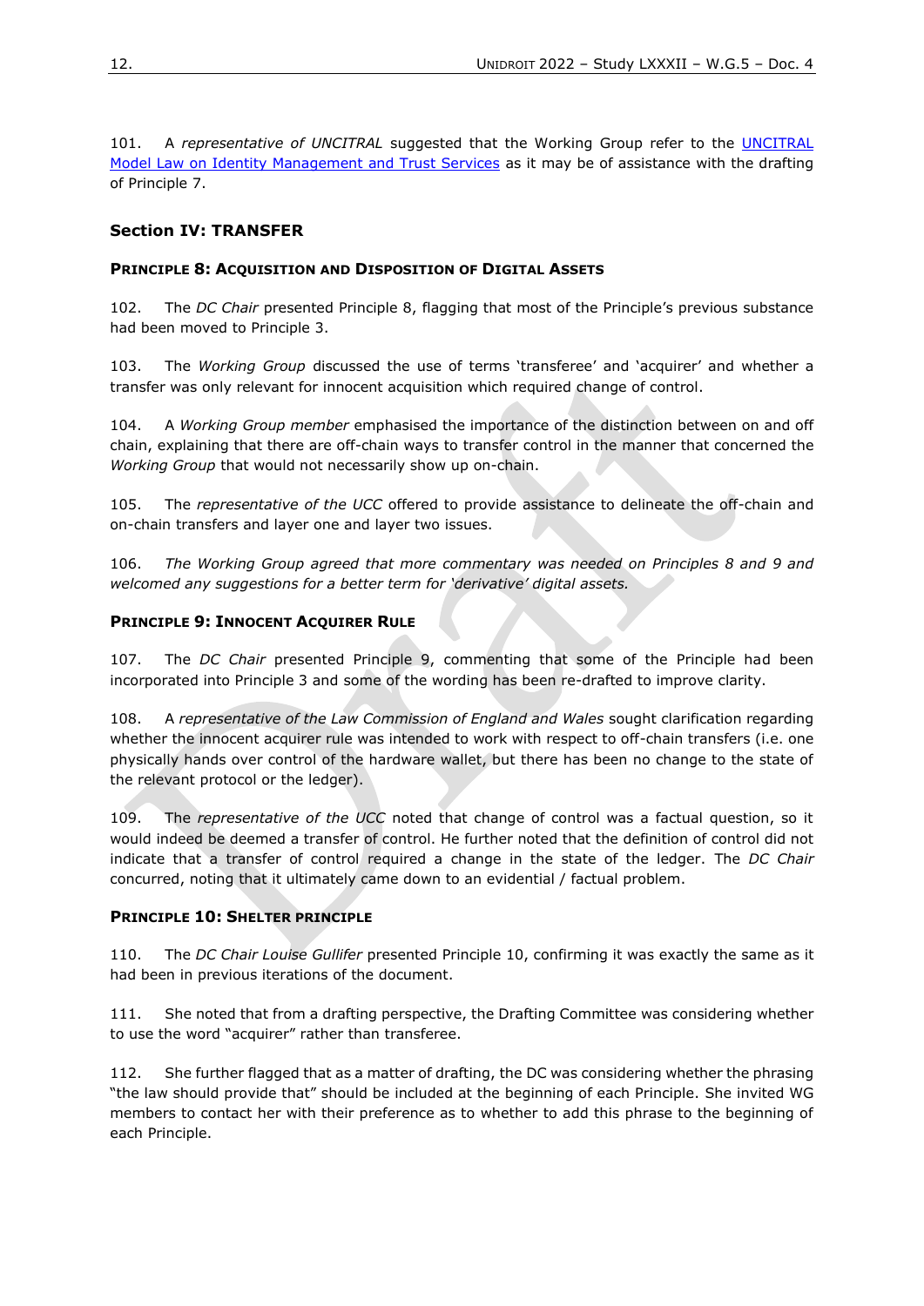101. A *representative of UNCITRAL* suggested that the Working Group refer to the [UNCITRAL Model Law on Identity Management and Trust Services] as it may be of assistance with the drafting of Principle 7.

## Section IV: TRANSFER

### PRINCIPLE 8: ACQUISITION AND DISPOSITION OF DIGITAL ASSETS

102. The *DC Chair* presented Principle 8, flagging that most of the Principle's previous substance had been moved to Principle 3.

103. The *Working Group* discussed the use of terms 'transferee' and 'acquirer' and whether a transfer was only relevant for innocent acquisition which required change of control.

104. A *Working Group member* emphasised the importance of the distinction between on and off chain, explaining that there are off-chain ways to transfer control in the manner that concerned the *Working Group* that would not necessarily show up on-chain.

105. The *representative of the UCC* offered to provide assistance to delineate the off-chain and on-chain transfers and layer one and layer two issues.

106. *The Working Group agreed that more commentary was needed on Principles 8 and 9 and welcomed any suggestions for a better term for 'derivative' digital assets.*

### PRINCIPLE 9: INNOCENT ACQUIRER RULE

107. The *DC Chair* presented Principle 9, commenting that some of the Principle had been incorporated into Principle 3 and some of the wording has been re-drafted to improve clarity.

108. A *representative of the Law Commission of England and Wales* sought clarification regarding whether the innocent acquirer rule was intended to work with respect to off-chain transfers (i.e. one physically hands over control of the hardware wallet, but there has been no change to the state of the relevant protocol or the ledger).

109. The *representative of the UCC* noted that change of control was a factual question, so it would indeed be deemed a transfer of control. He further noted that the definition of control did not indicate that a transfer of control required a change in the state of the ledger. The *DC Chair* concurred, noting that it ultimately came down to an evidential / factual problem.

### PRINCIPLE 10: SHELTER PRINCIPLE

110. The *DC Chair Louise Gullifer* presented Principle 10, confirming it was exactly the same as it had been in previous iterations of the document.

111. She noted that from a drafting perspective, the Drafting Committee was considering whether to use the word "acquirer" rather than transferee.

112. She further flagged that as a matter of drafting, the DC was considering whether the phrasing "the law should provide that" should be included at the beginning of each Principle. She invited WG members to contact her with their preference as to whether to add this phrase to the beginning of each Principle.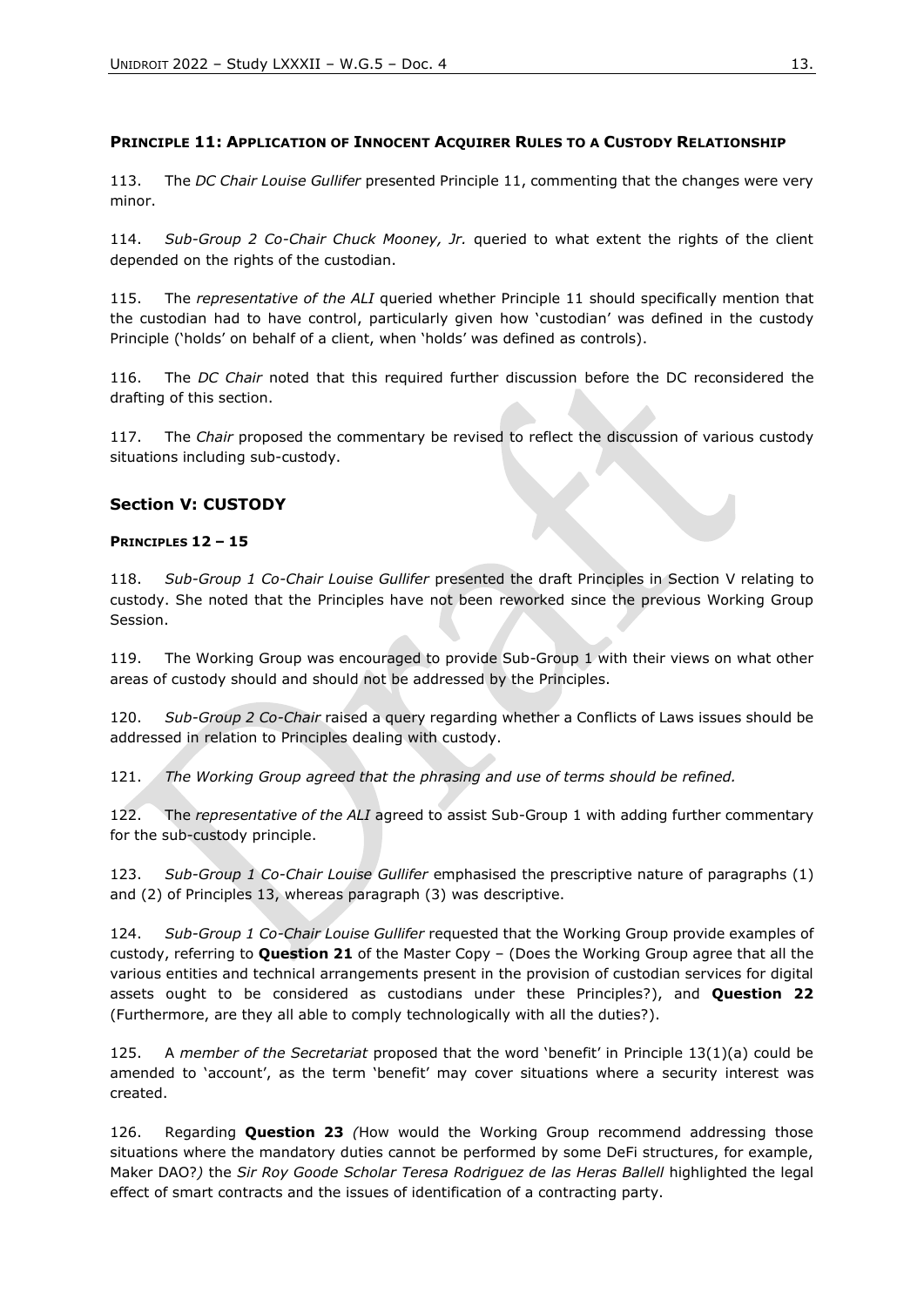#### PRINCIPLE 11: APPLICATION OF INNOCENT ACQUIRER RULES TO A CUSTODY RELATIONSHIP

113. The *DC Chair Louise Gullifer* presented Principle 11, commenting that the changes were very minor.

114. *Sub-Group 2 Co-Chair Chuck Mooney, Jr.* queried to what extent the rights of the client depended on the rights of the custodian.

115. The *representative of the ALI* queried whether Principle 11 should specifically mention that the custodian had to have control, particularly given how 'custodian' was defined in the custody Principle ('holds' on behalf of a client, when 'holds' was defined as controls).

116. The *DC Chair* noted that this required further discussion before the DC reconsidered the drafting of this section.

117. The *Chair* proposed the commentary be revised to reflect the discussion of various custody situations including sub-custody.

### Section V: CUSTODY

#### PRINCIPLES 12 – 15

118. *Sub-Group 1 Co-Chair Louise Gullifer* presented the draft Principles in Section V relating to custody. She noted that the Principles have not been reworked since the previous Working Group Session.

119. The Working Group was encouraged to provide Sub-Group 1 with their views on what other areas of custody should and should not be addressed by the Principles.

120. *Sub-Group 2 Co-Chair* raised a query regarding whether a Conflicts of Laws issues should be addressed in relation to Principles dealing with custody.

121. *The Working Group agreed that the phrasing and use of terms should be refined.*

122. The *representative of the ALI* agreed to assist Sub-Group 1 with adding further commentary for the sub-custody principle.

123. *Sub-Group 1 Co-Chair Louise Gullifer* emphasised the prescriptive nature of paragraphs (1) and (2) of Principles 13, whereas paragraph (3) was descriptive.

124. *Sub-Group 1 Co-Chair Louise Gullifer* requested that the Working Group provide examples of custody, referring to **Question 21** of the Master Copy – (Does the Working Group agree that all the various entities and technical arrangements present in the provision of custodian services for digital assets ought to be considered as custodians under these Principles?), and **Question 22** (Furthermore, are they all able to comply technologically with all the duties?).

125. A *member of the Secretariat* proposed that the word 'benefit' in Principle 13(1)(a) could be amended to 'account', as the term 'benefit' may cover situations where a security interest was created.

126. Regarding **Question 23** *(*How would the Working Group recommend addressing those situations where the mandatory duties cannot be performed by some DeFi structures, for example, Maker DAO?*)* the *Sir Roy Goode Scholar Teresa Rodriguez de las Heras Ballell* highlighted the legal effect of smart contracts and the issues of identification of a contracting party.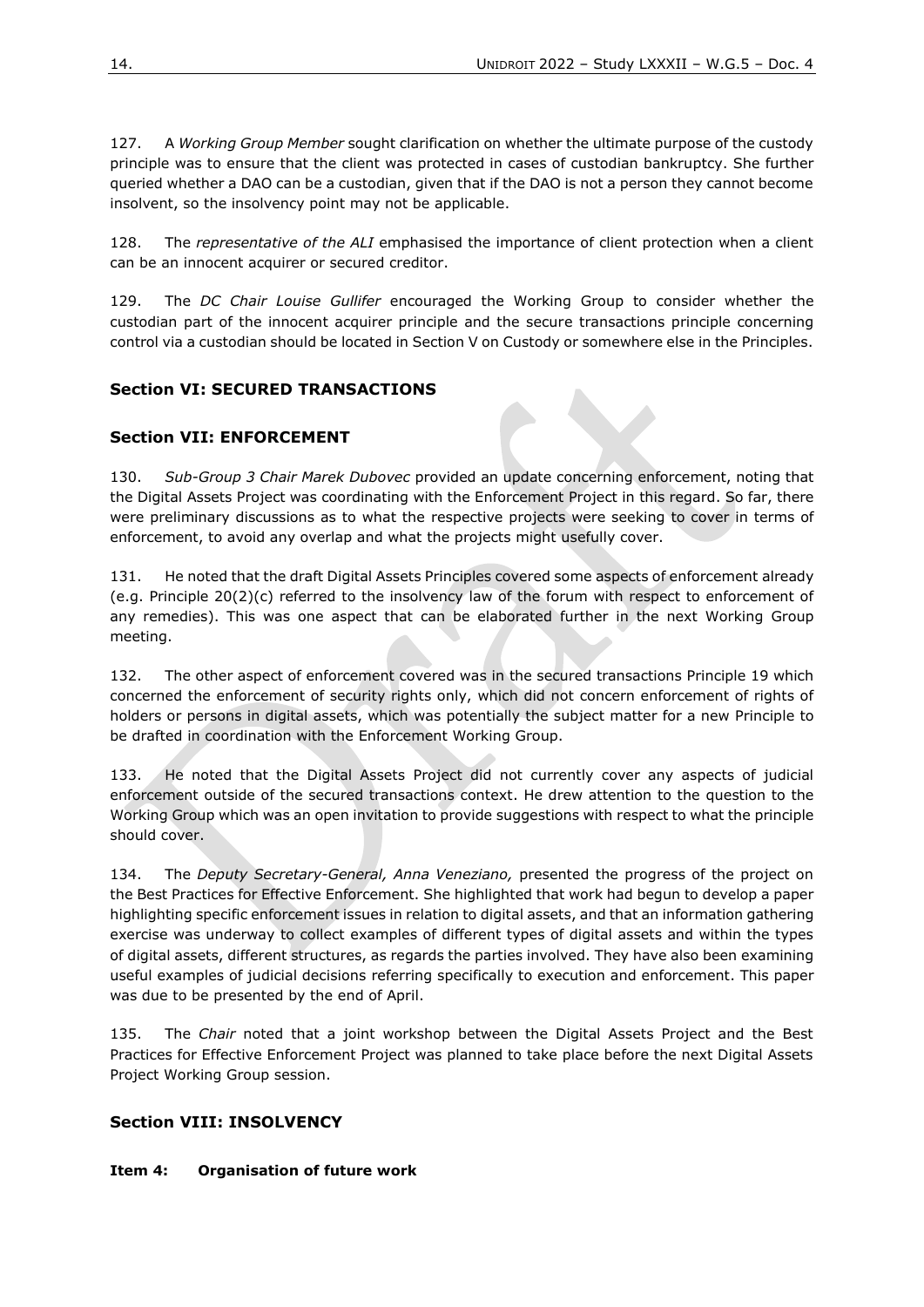127. A *Working Group Member* sought clarification on whether the ultimate purpose of the custody principle was to ensure that the client was protected in cases of custodian bankruptcy. She further queried whether a DAO can be a custodian, given that if the DAO is not a person they cannot become insolvent, so the insolvency point may not be applicable.

128. The *representative of the ALI* emphasised the importance of client protection when a client can be an innocent acquirer or secured creditor.

129. The *DC Chair Louise Gullifer* encouraged the Working Group to consider whether the custodian part of the innocent acquirer principle and the secure transactions principle concerning control via a custodian should be located in Section V on Custody or somewhere else in the Principles.

## Section VI: SECURED TRANSACTIONS

## Section VII: ENFORCEMENT

130. *Sub-Group 3 Chair Marek Dubovec* provided an update concerning enforcement, noting that the Digital Assets Project was coordinating with the Enforcement Project in this regard. So far, there were preliminary discussions as to what the respective projects were seeking to cover in terms of enforcement, to avoid any overlap and what the projects might usefully cover.

131. He noted that the draft Digital Assets Principles covered some aspects of enforcement already (e.g. Principle 20(2)(c) referred to the insolvency law of the forum with respect to enforcement of any remedies). This was one aspect that can be elaborated further in the next Working Group meeting.

132. The other aspect of enforcement covered was in the secured transactions Principle 19 which concerned the enforcement of security rights only, which did not concern enforcement of rights of holders or persons in digital assets, which was potentially the subject matter for a new Principle to be drafted in coordination with the Enforcement Working Group.

133. He noted that the Digital Assets Project did not currently cover any aspects of judicial enforcement outside of the secured transactions context. He drew attention to the question to the Working Group which was an open invitation to provide suggestions with respect to what the principle should cover.

134. The *Deputy Secretary-General, Anna Veneziano,* presented the progress of the project on the Best Practices for Effective Enforcement. She highlighted that work had begun to develop a paper highlighting specific enforcement issues in relation to digital assets, and that an information gathering exercise was underway to collect examples of different types of digital assets and within the types of digital assets, different structures, as regards the parties involved. They have also been examining useful examples of judicial decisions referring specifically to execution and enforcement. This paper was due to be presented by the end of April.

135. The *Chair* noted that a joint workshop between the Digital Assets Project and the Best Practices for Effective Enforcement Project was planned to take place before the next Digital Assets Project Working Group session.

## Section VIII: INSOLVENCY

### Item 4: Organisation of future work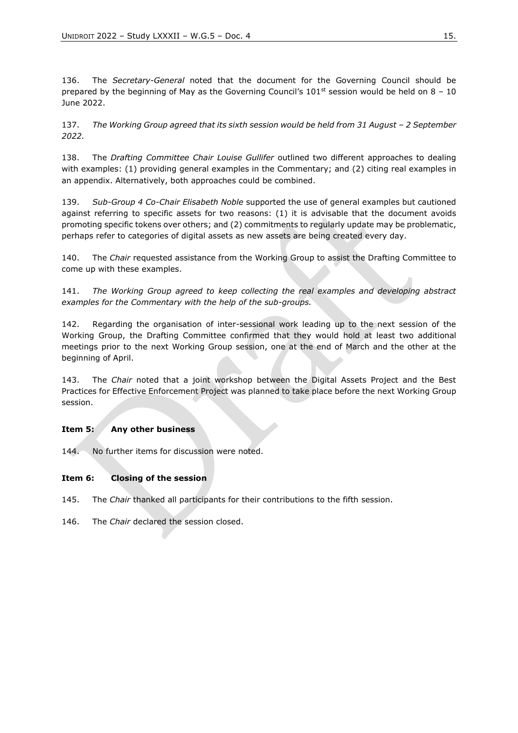136. The *Secretary-General* noted that the document for the Governing Council should be prepared by the beginning of May as the Governing Council's 101st session would be held on 8 – 10 June 2022.

137. *The Working Group agreed that its sixth session would be held from 31 August – 2 September 2022.*

138. The *Drafting Committee Chair Louise Gullifer* outlined two different approaches to dealing with examples: (1) providing general examples in the Commentary; and (2) citing real examples in an appendix. Alternatively, both approaches could be combined.

139. *Sub-Group 4 Co-Chair Elisabeth Noble* supported the use of general examples but cautioned against referring to specific assets for two reasons: (1) it is advisable that the document avoids promoting specific tokens over others; and (2) commitments to regularly update may be problematic, perhaps refer to categories of digital assets as new assets are being created every day.

140. The *Chair* requested assistance from the Working Group to assist the Drafting Committee to come up with these examples.

141. *The Working Group agreed to keep collecting the real examples and developing abstract examples for the Commentary with the help of the sub-groups.*

142. Regarding the organisation of inter-sessional work leading up to the next session of the Working Group, the Drafting Committee confirmed that they would hold at least two additional meetings prior to the next Working Group session, one at the end of March and the other at the beginning of April.

143. The *Chair* noted that a joint workshop between the Digital Assets Project and the Best Practices for Effective Enforcement Project was planned to take place before the next Working Group session.

**Item 5: Any other business**

144. No further items for discussion were noted.

**Item 6: Closing of the session**

145. The *Chair* thanked all participants for their contributions to the fifth session.

146. The *Chair* declared the session closed.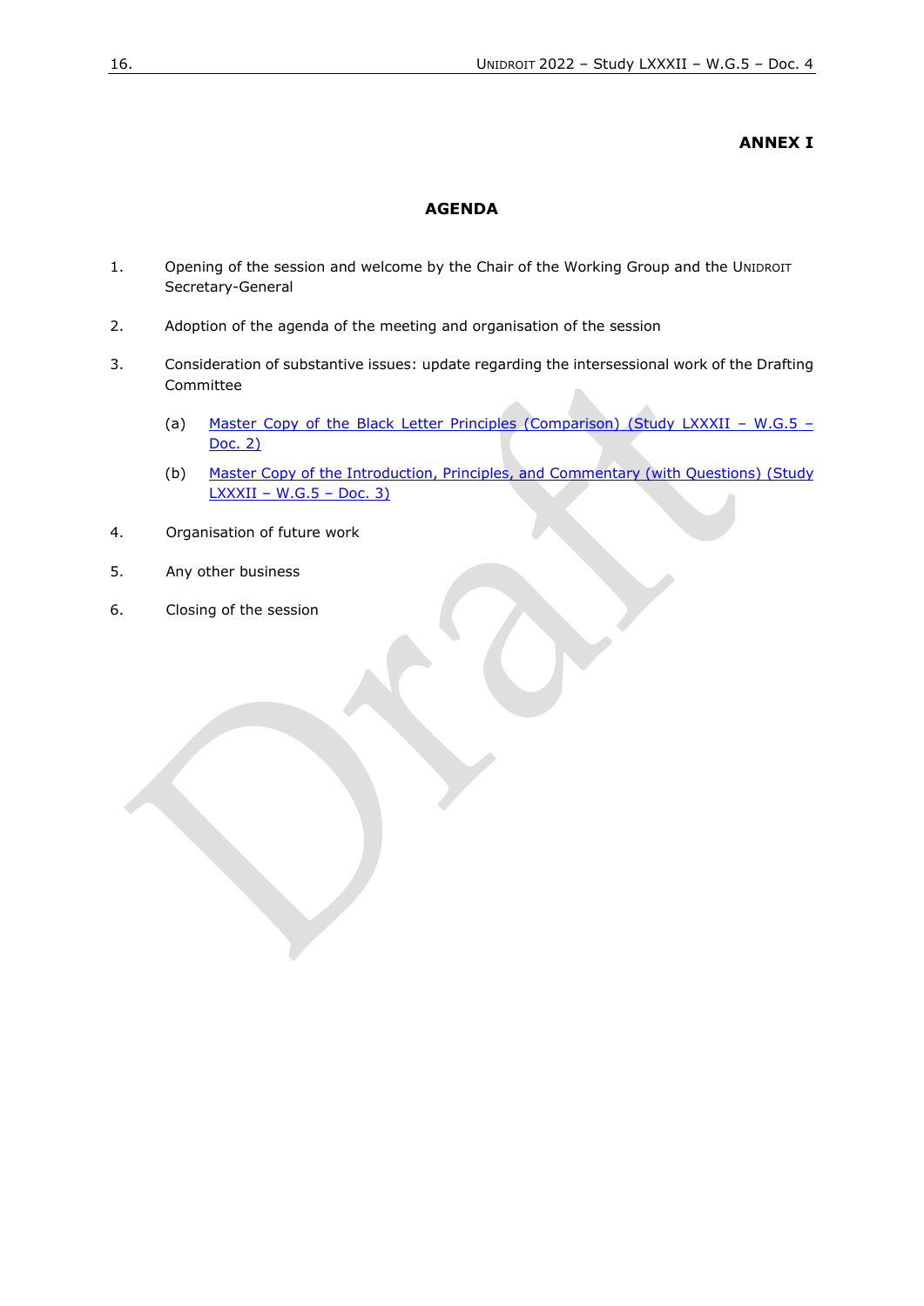**ANNEX I**

# AGENDA

1. Opening of the session and welcome by the Chair of the Working Group and the UNIDROIT Secretary-General

2. Adoption of the agenda of the meeting and organisation of the session

3. Consideration of substantive issues: update regarding the intersessional work of the Drafting Committee

   (a) Master Copy of the Black Letter Principles (Comparison) (Study LXXXII – W.G.5 – Doc. 2)

   (b) Master Copy of the Introduction, Principles, and Commentary (with Questions) (Study LXXXII – W.G.5 – Doc. 3)

4. Organisation of future work

5. Any other business

6. Closing of the session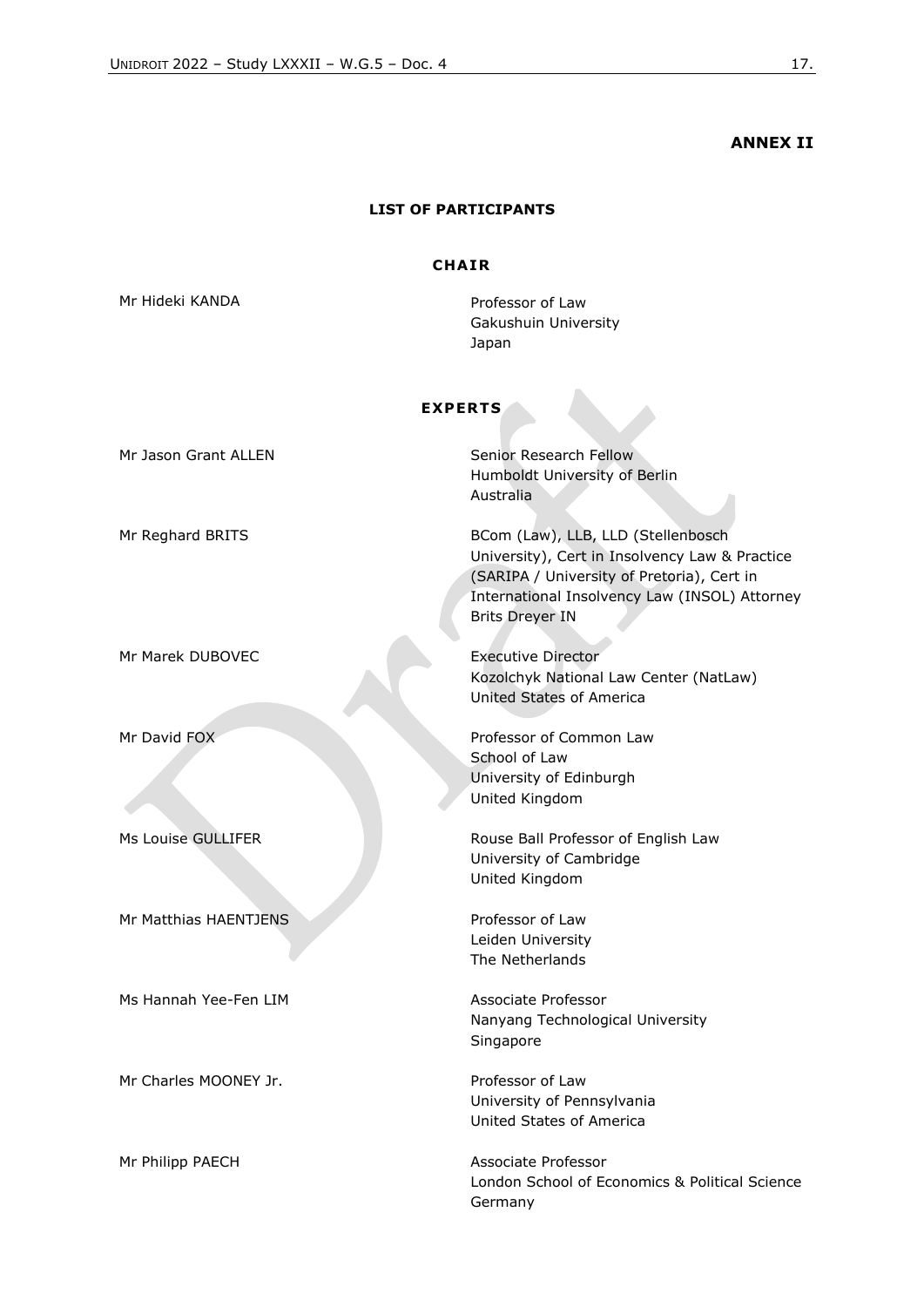**ANNEX II**

**LIST OF PARTICIPANTS**

**CHAIR**

| | |
|---|---|
| Mr Hideki KANDA | Professor of Law<br>Gakushuin University<br>Japan |

**EXPERTS**

| | |
|---|---|
| Mr Jason Grant ALLEN | Senior Research Fellow<br>Humboldt University of Berlin<br>Australia |
| Mr Reghard BRITS | BCom (Law), LLB, LLD (Stellenbosch University), Cert in Insolvency Law & Practice (SARIPA / University of Pretoria), Cert in International Insolvency Law (INSOL) Attorney Brits Dreyer IN |
| Mr Marek DUBOVEC | Executive Director<br>Kozolchyk National Law Center (NatLaw)<br>United States of America |
| Mr David FOX | Professor of Common Law<br>School of Law<br>University of Edinburgh<br>United Kingdom |
| Ms Louise GULLIFER | Rouse Ball Professor of English Law<br>University of Cambridge<br>United Kingdom |
| Mr Matthias HAENTJENS | Professor of Law<br>Leiden University<br>The Netherlands |
| Ms Hannah Yee-Fen LIM | Associate Professor<br>Nanyang Technological University<br>Singapore |
| Mr Charles MOONEY Jr. | Professor of Law<br>University of Pennsylvania<br>United States of America |
| Mr Philipp PAECH | Associate Professor<br>London School of Economics & Political Science<br>Germany |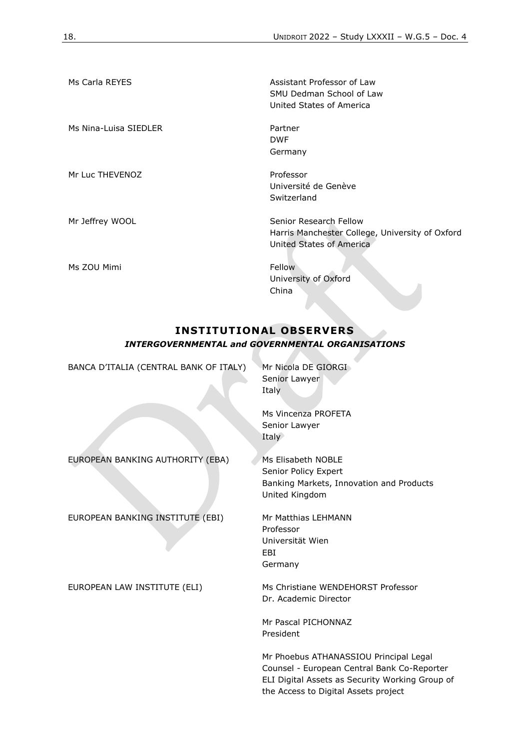| | |
|---|---|
| Ms Carla REYES | Assistant Professor of Law<br>SMU Dedman School of Law<br>United States of America |
| Ms Nina-Luisa SIEDLER | Partner<br>DWF<br>Germany |
| Mr Luc THEVENOZ | Professor<br>Université de Genève<br>Switzerland |
| Mr Jeffrey WOOL | Senior Research Fellow<br>Harris Manchester College, University of Oxford<br>United States of America |
| Ms ZOU Mimi | Fellow<br>University of Oxford<br>China |

## INSTITUTIONAL OBSERVERS

### *INTERGOVERNMENTAL and GOVERNMENTAL ORGANISATIONS*

| | |
|---|---|
| BANCA D'ITALIA (CENTRAL BANK OF ITALY) | Mr Nicola DE GIORGI<br>Senior Lawyer<br>Italy |
| | Ms Vincenza PROFETA<br>Senior Lawyer<br>Italy |
| EUROPEAN BANKING AUTHORITY (EBA) | Ms Elisabeth NOBLE<br>Senior Policy Expert<br>Banking Markets, Innovation and Products<br>United Kingdom |
| EUROPEAN BANKING INSTITUTE (EBI) | Mr Matthias LEHMANN<br>Professor<br>Universität Wien<br>EBI<br>Germany |
| EUROPEAN LAW INSTITUTE (ELI) | Ms Christiane WENDEHORST Professor<br>Dr. Academic Director |
| | Mr Pascal PICHONNAZ<br>President |
| | Mr Phoebus ATHANASSIOU Principal Legal Counsel - European Central Bank Co-Reporter ELI Digital Assets as Security Working Group of the Access to Digital Assets project |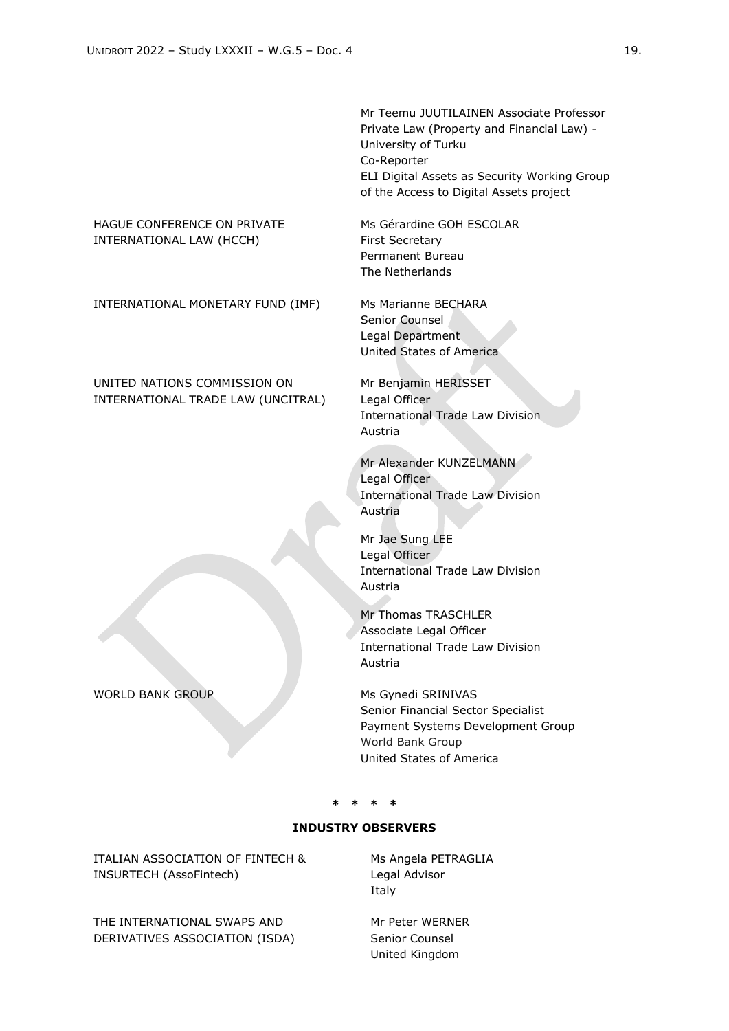| | |
|---|---|
| | Mr Teemu JUUTILAINEN Associate Professor<br>Private Law (Property and Financial Law) -<br>University of Turku<br>Co-Reporter<br>ELI Digital Assets as Security Working Group of the Access to Digital Assets project |
| HAGUE CONFERENCE ON PRIVATE INTERNATIONAL LAW (HCCH) | Ms Gérardine GOH ESCOLAR<br>First Secretary<br>Permanent Bureau<br>The Netherlands |
| INTERNATIONAL MONETARY FUND (IMF) | Ms Marianne BECHARA<br>Senior Counsel<br>Legal Department<br>United States of America |
| UNITED NATIONS COMMISSION ON INTERNATIONAL TRADE LAW (UNCITRAL) | Mr Benjamin HERISSET<br>Legal Officer<br>International Trade Law Division<br>Austria |
| | Mr Alexander KUNZELMANN<br>Legal Officer<br>International Trade Law Division<br>Austria |
| | Mr Jae Sung LEE<br>Legal Officer<br>International Trade Law Division<br>Austria |
| | Mr Thomas TRASCHLER<br>Associate Legal Officer<br>International Trade Law Division<br>Austria |
| WORLD BANK GROUP | Ms Gynedi SRINIVAS<br>Senior Financial Sector Specialist<br>Payment Systems Development Group<br>World Bank Group<br>United States of America |

\* \* \* \*

**INDUSTRY OBSERVERS**

| | |
|---|---|
| ITALIAN ASSOCIATION OF FINTECH & INSURTECH (AssoFintech) | Ms Angela PETRAGLIA<br>Legal Advisor<br>Italy |
| THE INTERNATIONAL SWAPS AND DERIVATIVES ASSOCIATION (ISDA) | Mr Peter WERNER<br>Senior Counsel<br>United Kingdom |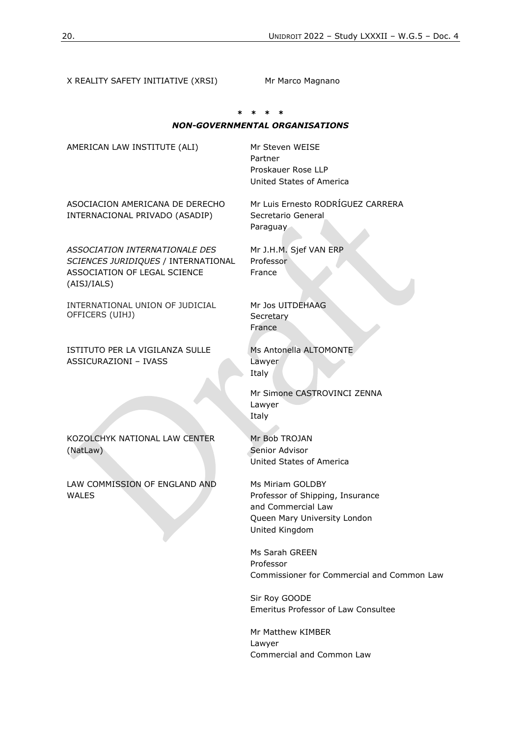X REALITY SAFETY INITIATIVE (XRSI) Mr Marco Magnano

\* \* \* \*

***NON-GOVERNMENTAL ORGANISATIONS***

| | |
|---|---|
| AMERICAN LAW INSTITUTE (ALI) | Mr Steven WEISE<br>Partner<br>Proskauer Rose LLP<br>United States of America |
| ASOCIACION AMERICANA DE DERECHO INTERNACIONAL PRIVADO (ASADIP) | Mr Luis Ernesto RODRÍGUEZ CARRERA<br>Secretario General<br>Paraguay |
| *ASSOCIATION INTERNATIONALE DES SCIENCES JURIDIQUES* / INTERNATIONAL ASSOCIATION OF LEGAL SCIENCE (AISJ/IALS) | Mr J.H.M. Sjef VAN ERP<br>Professor<br>France |
| INTERNATIONAL UNION OF JUDICIAL OFFICERS (UIHJ) | Mr Jos UITDEHAAG<br>Secretary<br>France |
| ISTITUTO PER LA VIGILANZA SULLE ASSICURAZIONI – IVASS | Ms Antonella ALTOMONTE<br>Lawyer<br>Italy |
| | Mr Simone CASTROVINCI ZENNA<br>Lawyer<br>Italy |
| KOZOLCHYK NATIONAL LAW CENTER (NatLaw) | Mr Bob TROJAN<br>Senior Advisor<br>United States of America |
| LAW COMMISSION OF ENGLAND AND WALES | Ms Miriam GOLDBY<br>Professor of Shipping, Insurance and Commercial Law<br>Queen Mary University London<br>United Kingdom |
| | Ms Sarah GREEN<br>Professor<br>Commissioner for Commercial and Common Law |
| | Sir Roy GOODE<br>Emeritus Professor of Law Consultee |
| | Mr Matthew KIMBER<br>Lawyer<br>Commercial and Common Law |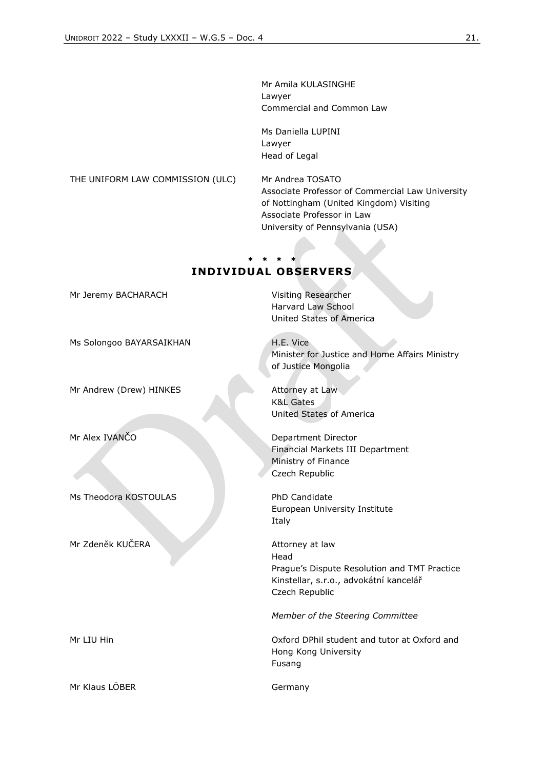| | |
|---|---|
| | Mr Amila KULASINGHE<br>Lawyer<br>Commercial and Common Law |
| | Ms Daniella LUPINI<br>Lawyer<br>Head of Legal |
| THE UNIFORM LAW COMMISSION (ULC) | Mr Andrea TOSATO<br>Associate Professor of Commercial Law University of Nottingham (United Kingdom) Visiting Associate Professor in Law<br>University of Pennsylvania (USA) |

\* \* \* \*

## INDIVIDUAL OBSERVERS

| | |
|---|---|
| Mr Jeremy BACHARACH | Visiting Researcher<br>Harvard Law School<br>United States of America |
| Ms Solongoo BAYARSAIKHAN | H.E. Vice<br>Minister for Justice and Home Affairs Ministry of Justice Mongolia |
| Mr Andrew (Drew) HINKES | Attorney at Law<br>K&L Gates<br>United States of America |
| Mr Alex IVANČO | Department Director<br>Financial Markets III Department<br>Ministry of Finance<br>Czech Republic |
| Ms Theodora KOSTOULAS | PhD Candidate<br>European University Institute<br>Italy |
| Mr Zdeněk KUČERA | Attorney at law<br>Head<br>Prague's Dispute Resolution and TMT Practice<br>Kinstellar, s.r.o., advokátní kancelář<br>Czech Republic<br><br>*Member of the Steering Committee* |
| Mr LIU Hin | Oxford DPhil student and tutor at Oxford and Hong Kong University<br>Fusang |
| Mr Klaus LÖBER | Germany |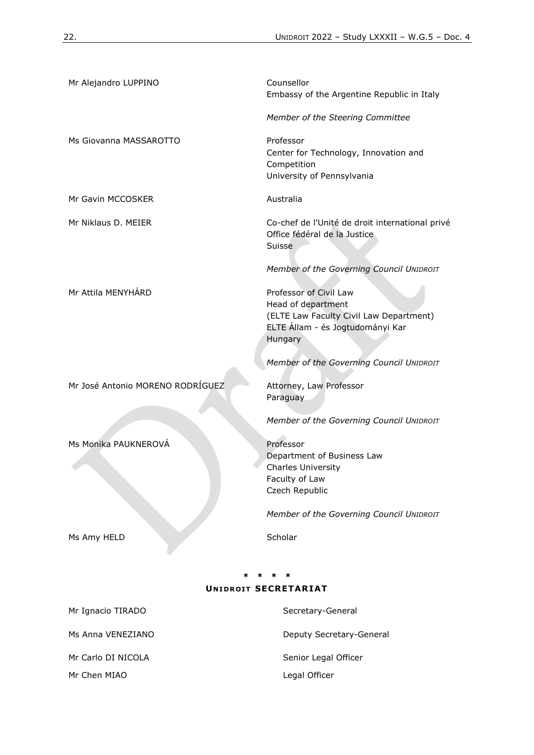| | |
|---|---|
| Mr Alejandro LUPPINO | Counsellor<br>Embassy of the Argentine Republic in Italy<br><br>*Member of the Steering Committee* |
| Ms Giovanna MASSAROTTO | Professor<br>Center for Technology, Innovation and Competition<br>University of Pennsylvania |
| Mr Gavin MCCOSKER | Australia |
| Mr Niklaus D. MEIER | Co-chef de l'Unité de droit international privé<br>Office fédéral de la Justice<br>Suisse<br><br>*Member of the Governing Council UNIDROIT* |
| Mr Attila MENYHÁRD | Professor of Civil Law<br>Head of department<br>(ELTE Law Faculty Civil Law Department)<br>ELTE Állam - és Jogtudományi Kar<br>Hungary<br><br>*Member of the Governing Council UNIDROIT* |
| Mr José Antonio MORENO RODRÍGUEZ | Attorney, Law Professor<br>Paraguay<br><br>*Member of the Governing Council UNIDROIT* |
| Ms Monika PAUKNEROVÁ | Professor<br>Department of Business Law<br>Charles University<br>Faculty of Law<br>Czech Republic<br><br>*Member of the Governing Council UNIDROIT* |
| Ms Amy HELD | Scholar |

\* \* \* \*

## UNIDROIT SECRETARIAT

| | |
|---|---|
| Mr Ignacio TIRADO | Secretary-General |
| Ms Anna VENEZIANO | Deputy Secretary-General |
| Mr Carlo DI NICOLA | Senior Legal Officer |
| Mr Chen MIAO | Legal Officer |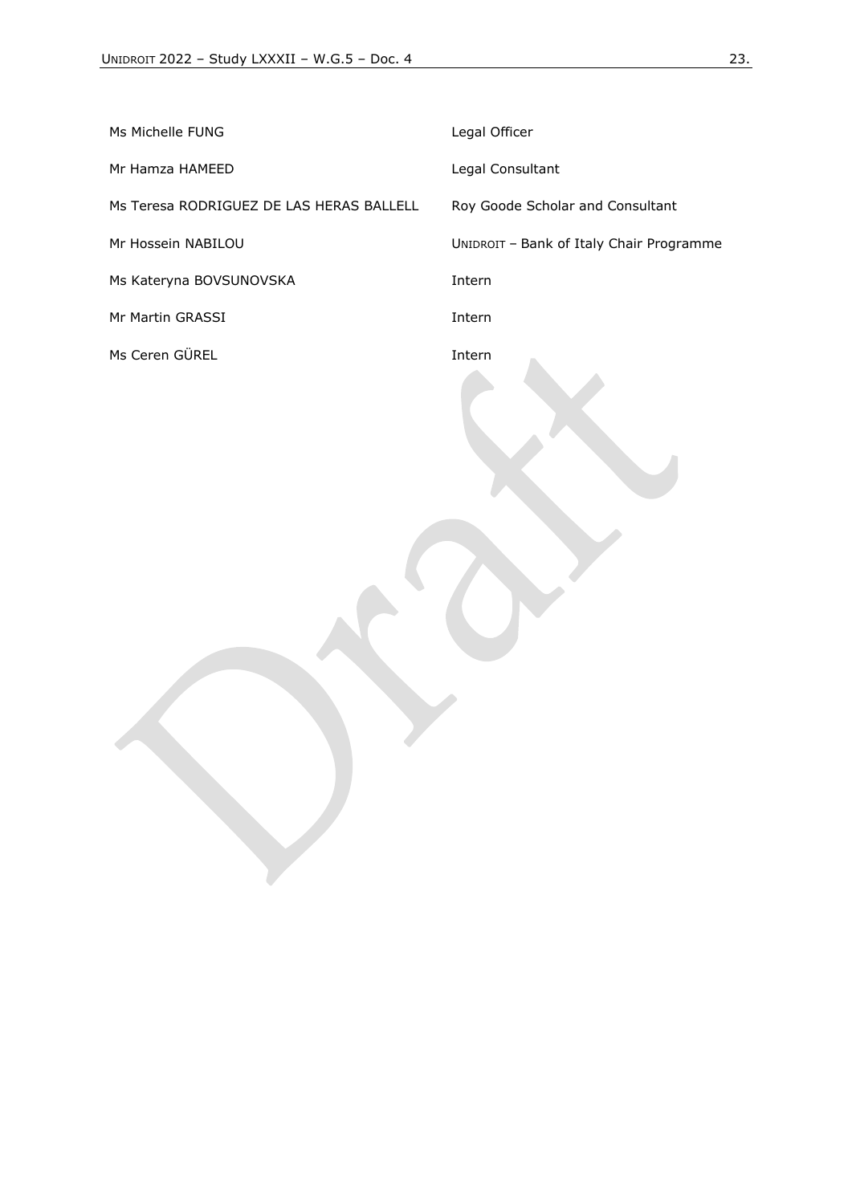| | |
|---|---|
| Ms Michelle FUNG | Legal Officer |
| Mr Hamza HAMEED | Legal Consultant |
| Ms Teresa RODRIGUEZ DE LAS HERAS BALLELL | Roy Goode Scholar and Consultant |
| Mr Hossein NABILOU | UNIDROIT – Bank of Italy Chair Programme |
| Ms Kateryna BOVSUNOVSKA | Intern |
| Mr Martin GRASSI | Intern |
| Ms Ceren GÜREL | Intern |